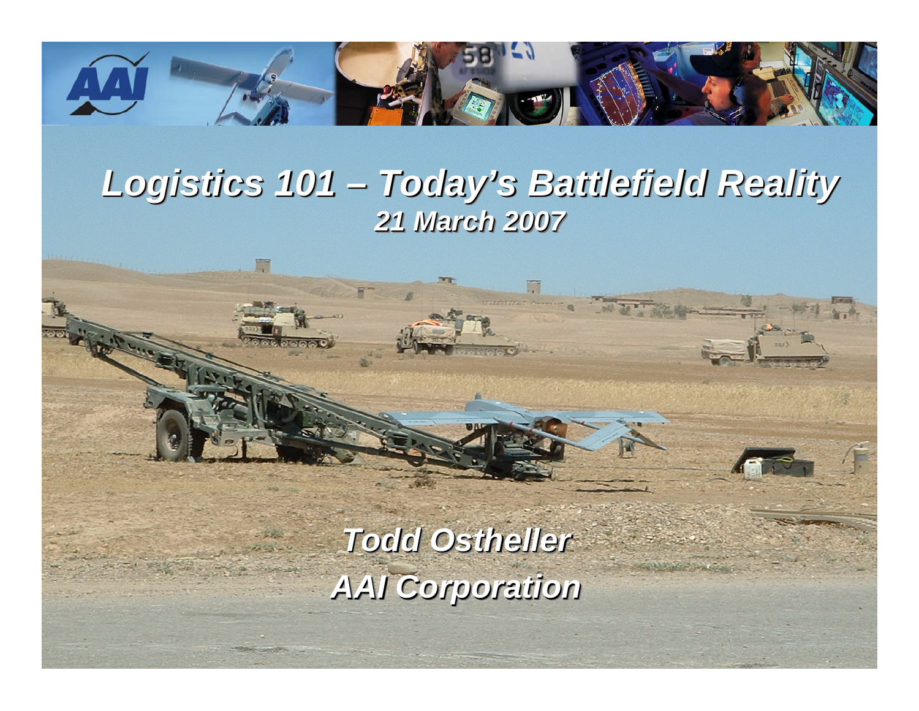# *Logistics 101 – Today's Battlefield Reality*

***21 March 2007***

***Todd Ostheller***

***AAI Corporation***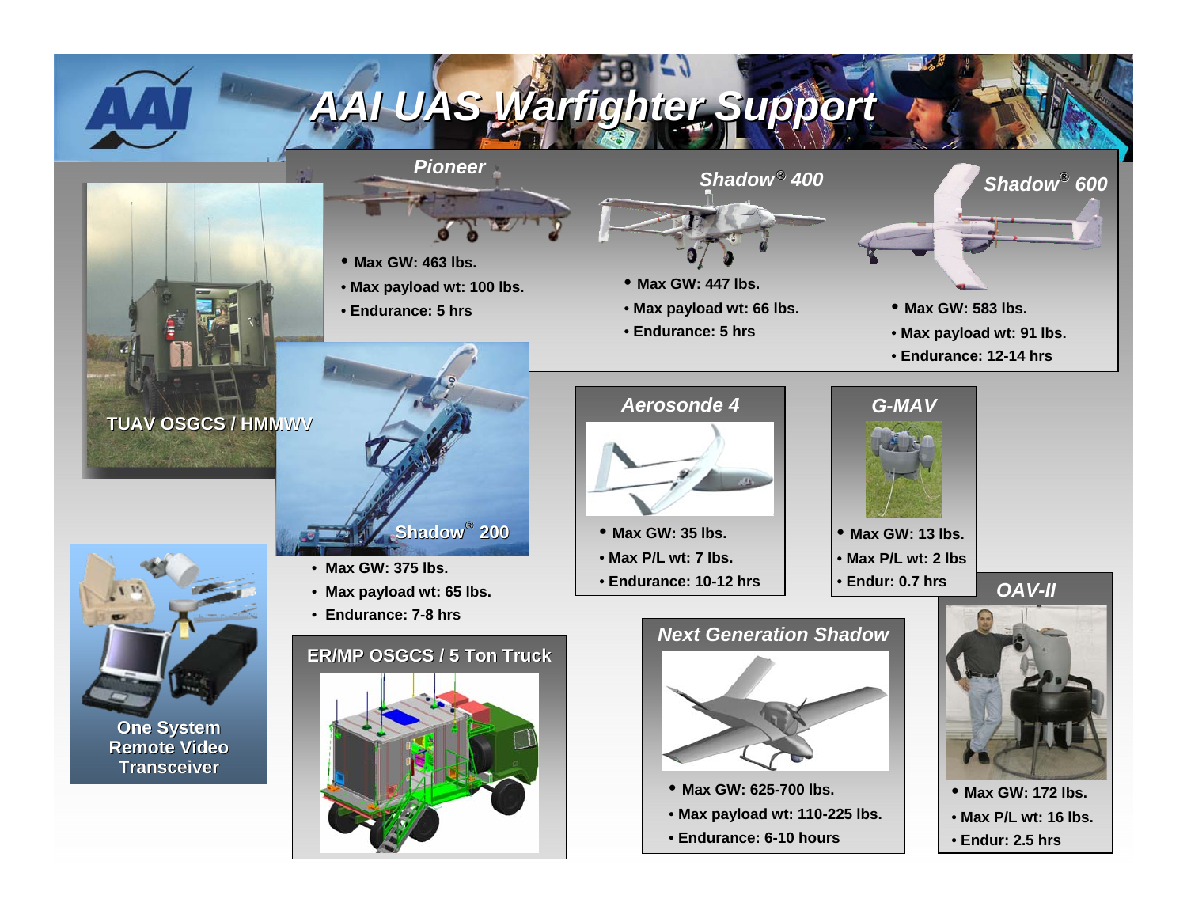# AAI UAS Warfighter Support

## Pioneer

- Max GW: 463 lbs.
- Max payload wt: 100 lbs.
- Endurance: 5 hrs

## Shadow® 400

- Max GW: 447 lbs.
- Max payload wt: 66 lbs.
- Endurance: 5 hrs

## Shadow® 600

- Max GW: 583 lbs.
- Max payload wt: 91 lbs.
- Endurance: 12-14 hrs

## TUAV OSGCS / HMMWV

## Shadow® 200

- Max GW: 375 lbs.
- Max payload wt: 65 lbs.
- Endurance: 7-8 hrs

## Aerosonde 4

- Max GW: 35 lbs.
- Max P/L wt: 7 lbs.
- Endurance: 10-12 hrs

## G-MAV

- Max GW: 13 lbs.
- Max P/L wt: 2 lbs
- Endur: 0.7 hrs

## One System Remote Video Transceiver

## ER/MP OSGCS / 5 Ton Truck

## Next Generation Shadow

- Max GW: 625-700 lbs.
- Max payload wt: 110-225 lbs.
- Endurance: 6-10 hours

## OAV-II

- Max GW: 172 lbs.
- Max P/L wt: 16 lbs.
- Endur: 2.5 hrs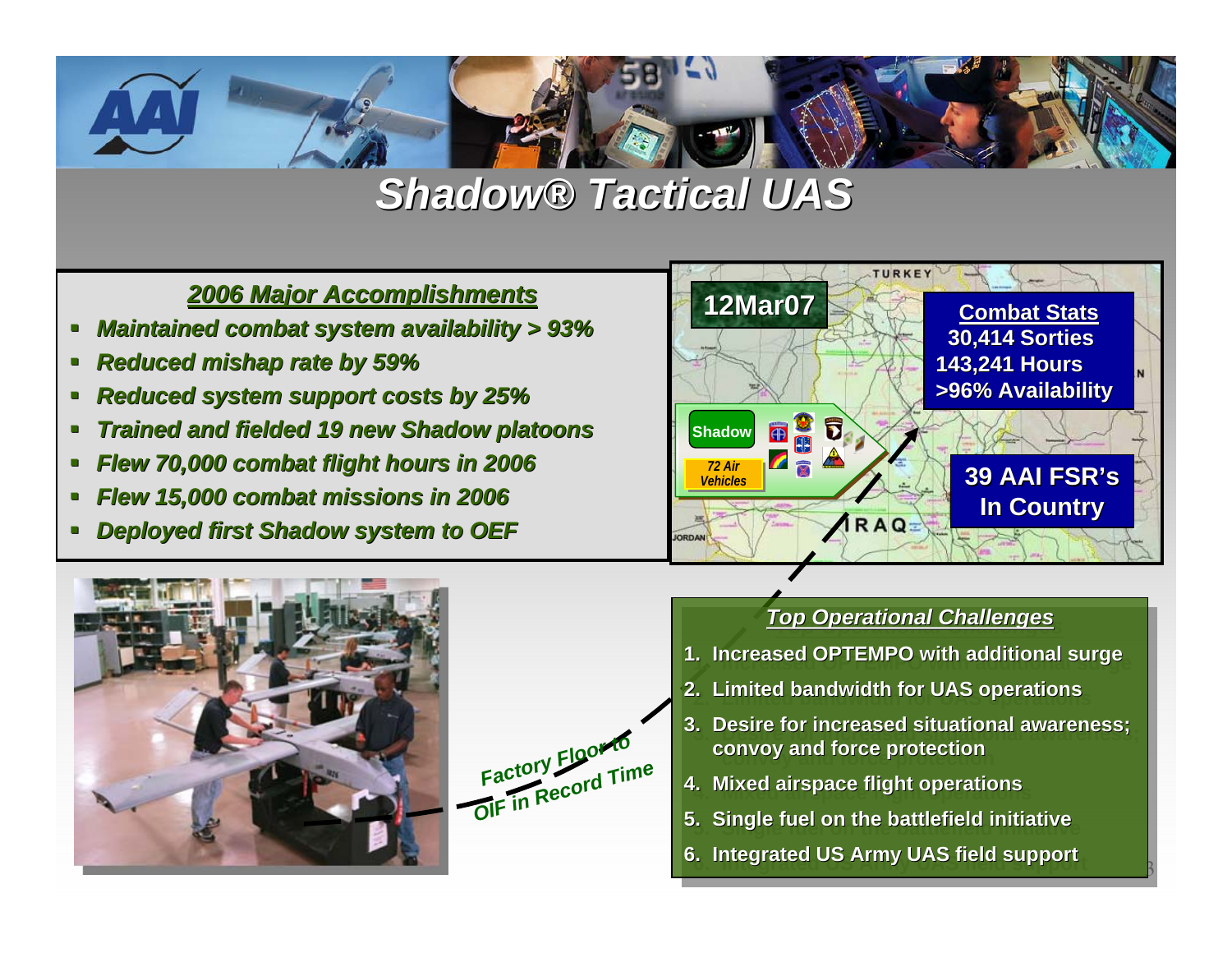# Shadow® Tactical UAS

## *2006 Major Accomplishments*

- ***Maintained combat system availability > 93%***
- ***Reduced mishap rate by 59%***
- ***Reduced system support costs by 25%***
- ***Trained and fielded 19 new Shadow platoons***
- ***Flew 70,000 combat flight hours in 2006***
- ***Flew 15,000 combat missions in 2006***
- ***Deployed first Shadow system to OEF***

**12Mar07**

**Combat Stats**
**30,414 Sorties**
**143,241 Hours**
**>96% Availability**

**Shadow**

***72 Air Vehicles***

**39 AAI FSR's In Country**

TURKEY

IRAQ

JORDAN

*Factory Floor to OIF in Record Time*

## *Top Operational Challenges*

1. **Increased OPTEMPO with additional surge**
2. **Limited bandwidth for UAS operations**
3. **Desire for increased situational awareness; convoy and force protection**
4. **Mixed airspace flight operations**
5. **Single fuel on the battlefield initiative**
6. **Integrated US Army UAS field support**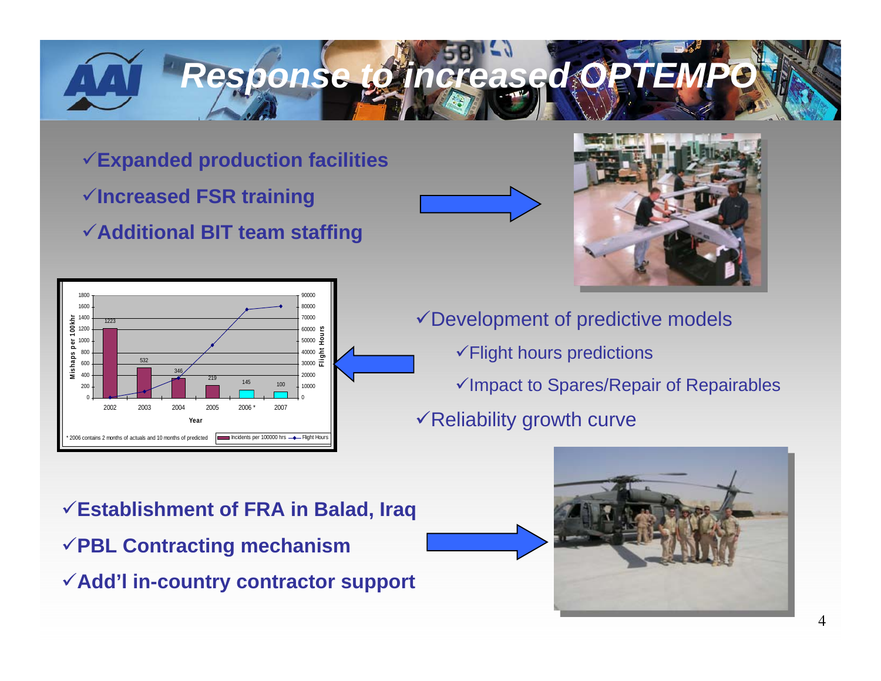# Response to increased OPTEMPO

- ✓Expanded production facilities
- ✓Increased FSR training
- ✓Additional BIT team staffing

| Year | Incidents per 100000 hrs |
|---|---|
| 2002 | 1223 |
| 2003 | 532 |
| 2004 | 346 |
| 2005 | 219 |
| 2006 * | 145 |
| 2007 | 100 |

\* 2006 contains 2 months of actuals and 10 months of predicted

- ✓Development of predictive models
  - ✓Flight hours predictions
  - ✓Impact to Spares/Repair of Repairables
- ✓Reliability growth curve

- ✓Establishment of FRA in Balad, Iraq
- ✓PBL Contracting mechanism
- ✓Add'l in-country contractor support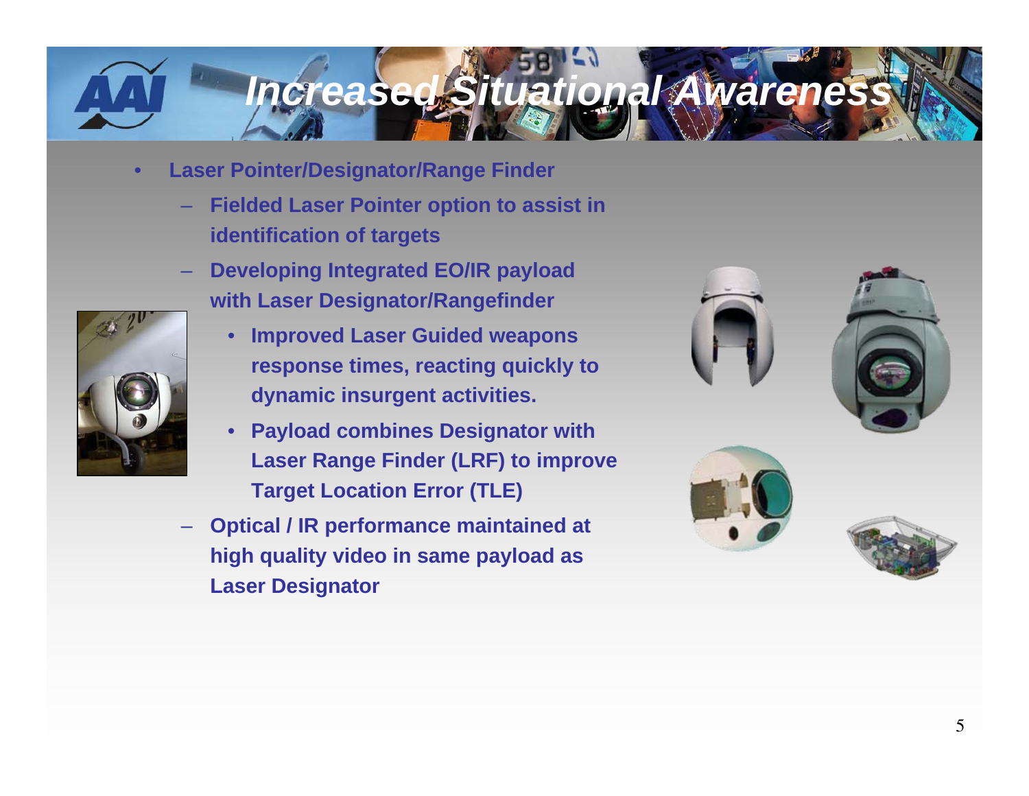# Increased Situational Awareness

- **Laser Pointer/Designator/Range Finder**
  - **Fielded Laser Pointer option to assist in identification of targets**
  - **Developing Integrated EO/IR payload with Laser Designator/Rangefinder**
    - **Improved Laser Guided weapons response times, reacting quickly to dynamic insurgent activities.**
    - **Payload combines Designator with Laser Range Finder (LRF) to improve Target Location Error (TLE)**
  - **Optical / IR performance maintained at high quality video in same payload as Laser Designator**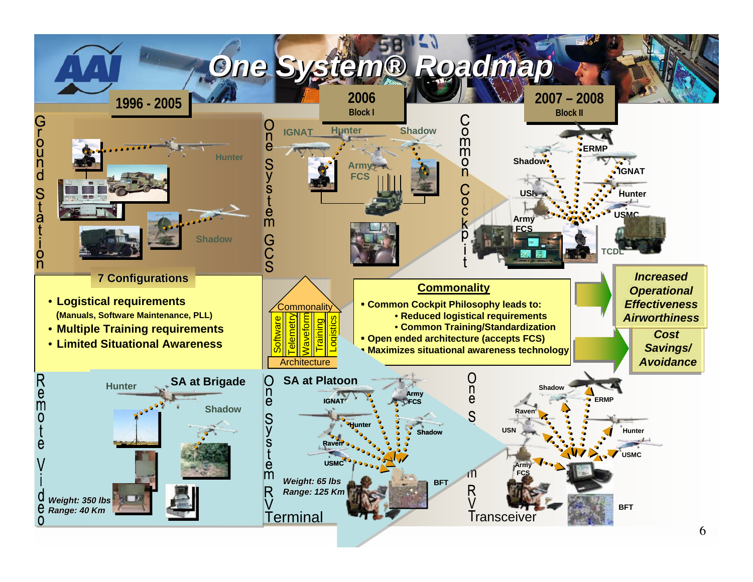# One System® Roadmap

## 1996 - 2005

**Ground Station**

Hunter

Shadow

**7 Configurations**

- **Logistical requirements**
  **(Manuals, Software Maintenance, PLL)**
- **Multiple Training requirements**
- **Limited Situational Awareness**

**Remote Video**

Hunter — **SA at Brigade**

Shadow

***Weight: 350 lbs***
***Range: 40 Km***

## 2006
**Block I**

**One System GCS**

IGNAT, Hunter, Shadow, Army FCS

Commonality

Software | Telemetry | Waveform | Training | Logistics

Architecture

**One System RVT Terminal**

**SA at Platoon**

IGNAT, Army FCS, Hunter, Shadow, Raven, USMC, BFT

***Weight: 65 lbs***
***Range: 125 Km***

## 2007 – 2008
**Block II**

**Common Cockpit**

ERMP, Shadow, IGNAT, USN, Hunter, USMC, Army FCS, TCDL

### Commonality

- **Common Cockpit Philosophy leads to:**
  - **Reduced logistical requirements**
  - **Common Training/Standardization**
- **Open ended architecture (accepts FCS)**
- **Maximizes situational awareness technology**

***Increased Operational Effectiveness Airworthiness***

***Cost Savings/ Avoidance***

**One System RVT Transceiver**

Shadow, ERMP, Raven, USN, Hunter, USMC, Army FCS, BFT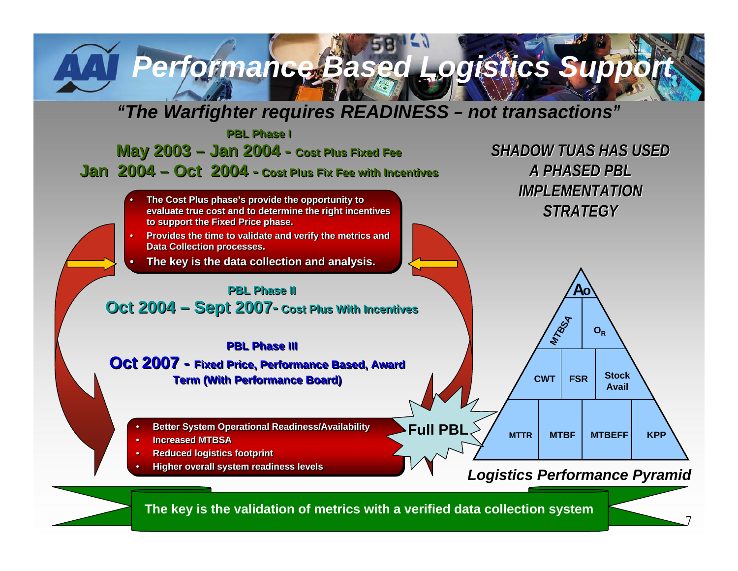# Performance Based Logistics Support

*"The Warfighter requires READINESS – not transactions"*

**PBL Phase I**

**May 2003 – Jan 2004 - Cost Plus Fixed Fee**

**Jan 2004 – Oct 2004 - Cost Plus Fix Fee with Incentives**

- The Cost Plus phase's provide the opportunity to evaluate true cost and to determine the right incentives to support the Fixed Price phase.
- Provides the time to validate and verify the metrics and Data Collection processes.
- The key is the data collection and analysis.

**PBL Phase II**

**Oct 2004 – Sept 2007- Cost Plus With Incentives**

**PBL Phase III**

**Oct 2007 - Fixed Price, Performance Based, Award Term (With Performance Board)**

- Better System Operational Readiness/Availability
- Increased MTBSA
- Reduced logistics footprint
- Higher overall system readiness levels

**Full PBL**

*SHADOW TUAS HAS USED A PHASED PBL IMPLEMENTATION STRATEGY*

Logistics Performance Pyramid:

- Top: Ao
- Second level: MTBSA, $O_R$
- Third level: CWT, FSR, Stock Avail
- Base: MTTR, MTBF, MTBEFF, KPP

*Logistics Performance Pyramid*

**The key is the validation of metrics with a verified data collection system**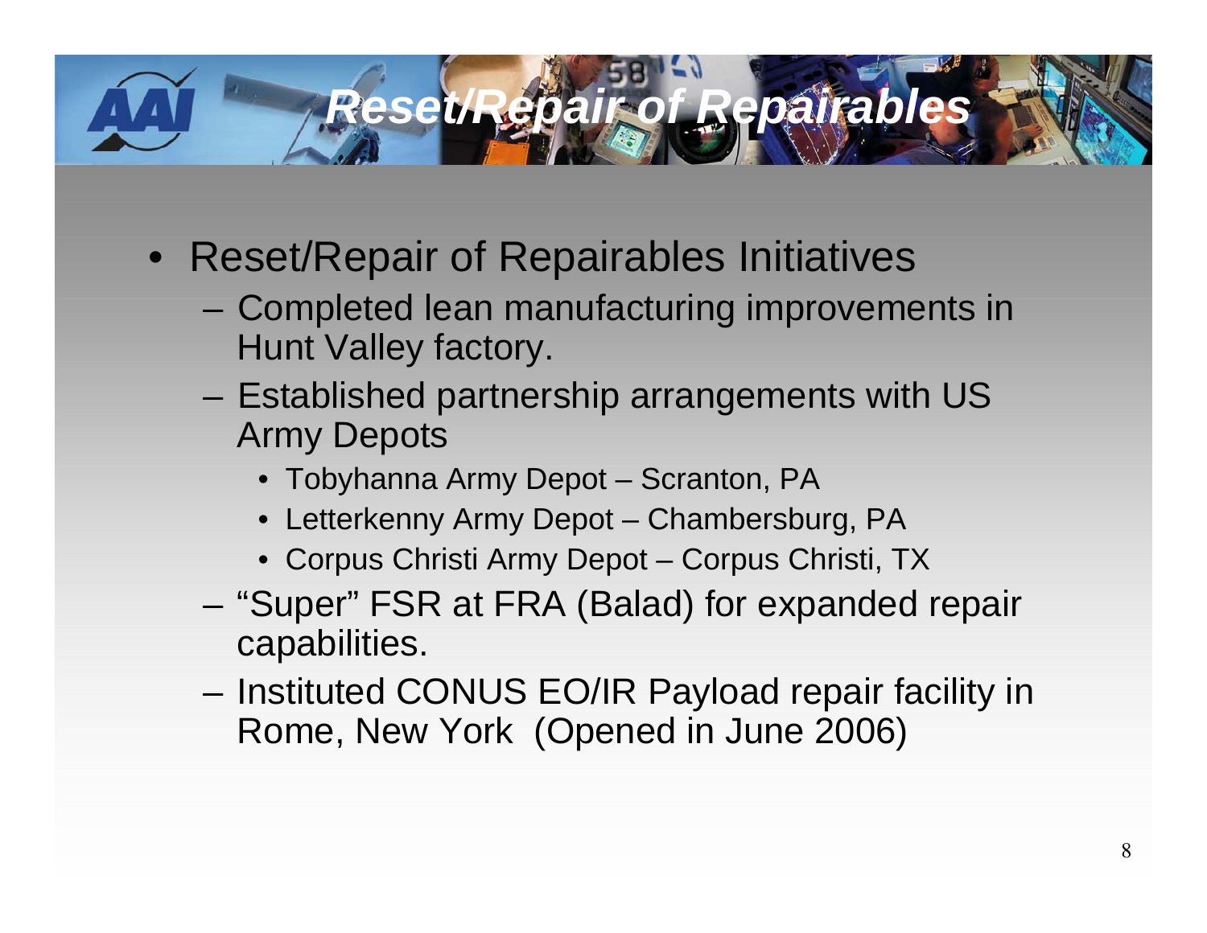# Reset/Repair of Repairables

- Reset/Repair of Repairables Initiatives
  - Completed lean manufacturing improvements in Hunt Valley factory.
  - Established partnership arrangements with US Army Depots
    - Tobyhanna Army Depot – Scranton, PA
    - Letterkenny Army Depot – Chambersburg, PA
    - Corpus Christi Army Depot – Corpus Christi, TX
  - "Super" FSR at FRA (Balad) for expanded repair capabilities.
  - Instituted CONUS EO/IR Payload repair facility in Rome, New York (Opened in June 2006)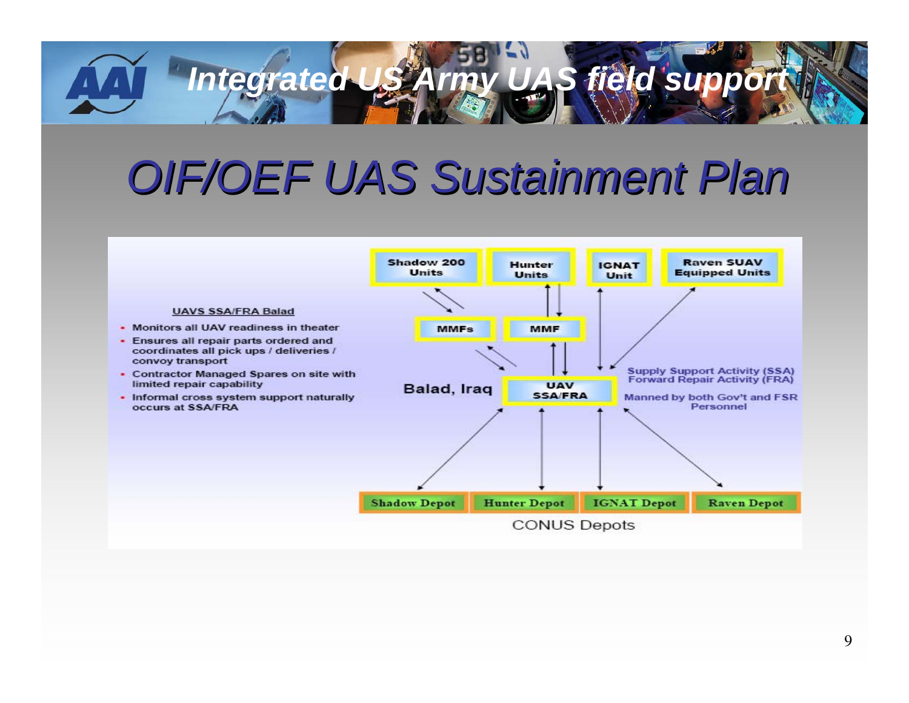# OIF/OEF UAS Sustainment Plan

**UAVS SSA/FRA Balad**

- Monitors all UAV readiness in theater
- Ensures all repair parts ordered and coordinates all pick ups / deliveries / convoy transport
- Contractor Managed Spares on site with limited repair capability
- Informal cross system support naturally occurs at SSA/FRA

Shadow 200 Units

Hunter Units

IGNAT Unit

Raven SUAV Equipped Units

MMFs

MMF

Balad, Iraq

UAV SSA/FRA

Supply Support Activity (SSA)
Forward Repair Activity (FRA)

Manned by both Gov't and FSR Personnel

Shadow Depot

Hunter Depot

IGNAT Depot

Raven Depot

CONUS Depots